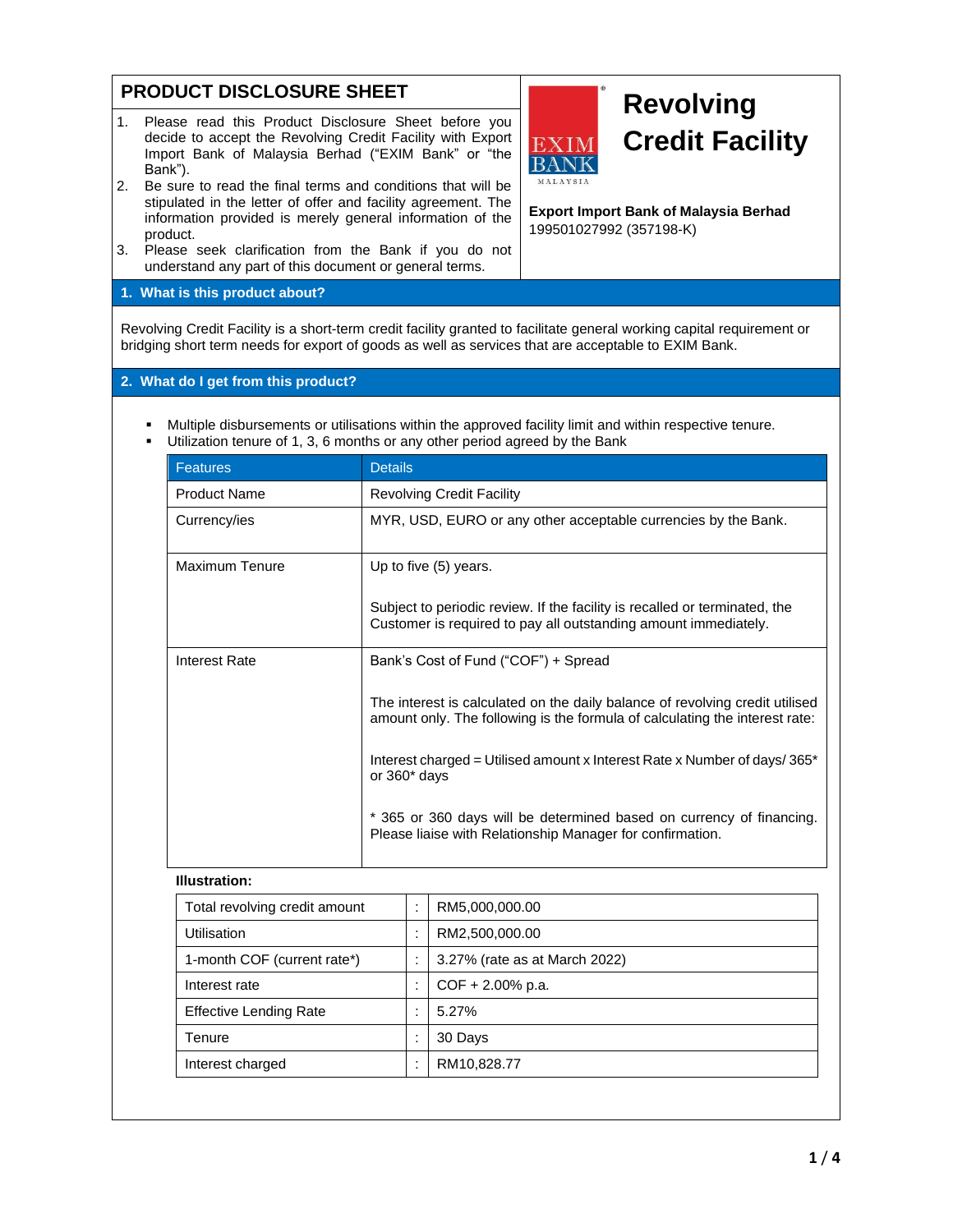# PRODUCT DISCLOSURE SHEET

1. Please read this Product Disclosure Sheet before you decide to accept the Revolving Credit Facility with Export Import Bank of Malaysia Berhad ("EXIM Bank" or "the Bank").
2. Be sure to read the final terms and conditions that will be stipulated in the letter of offer and facility agreement. The information provided is merely general information of the product.
3. Please seek clarification from the Bank if you do not understand any part of this document or general terms.

# Revolving Credit Facility

**Export Import Bank of Malaysia Berhad**
199501027992 (357198-K)

## 1. What is this product about?

Revolving Credit Facility is a short-term credit facility granted to facilitate general working capital requirement or bridging short term needs for export of goods as well as services that are acceptable to EXIM Bank.

## 2. What do I get from this product?

- Multiple disbursements or utilisations within the approved facility limit and within respective tenure.
- Utilization tenure of 1, 3, 6 months or any other period agreed by the Bank

| Features | Details |
|---|---|
| Product Name | Revolving Credit Facility |
| Currency/ies | MYR, USD, EURO or any other acceptable currencies by the Bank. |
| Maximum Tenure | Up to five (5) years.<br><br>Subject to periodic review. If the facility is recalled or terminated, the Customer is required to pay all outstanding amount immediately. |
| Interest Rate | Bank's Cost of Fund ("COF") + Spread<br><br>The interest is calculated on the daily balance of revolving credit utilised amount only. The following is the formula of calculating the interest rate:<br><br>Interest charged = Utilised amount x Interest Rate x Number of days/ 365* or 360* days<br><br>* 365 or 360 days will be determined based on currency of financing. Please liaise with Relationship Manager for confirmation. |

**Illustration:**

| | | |
|---|---|---|
| Total revolving credit amount | : | RM5,000,000.00 |
| Utilisation | : | RM2,500,000.00 |
| 1-month COF (current rate*) | : | 3.27% (rate as at March 2022) |
| Interest rate | : | COF + 2.00% p.a. |
| Effective Lending Rate | : | 5.27% |
| Tenure | : | 30 Days |
| Interest charged | : | RM10,828.77 |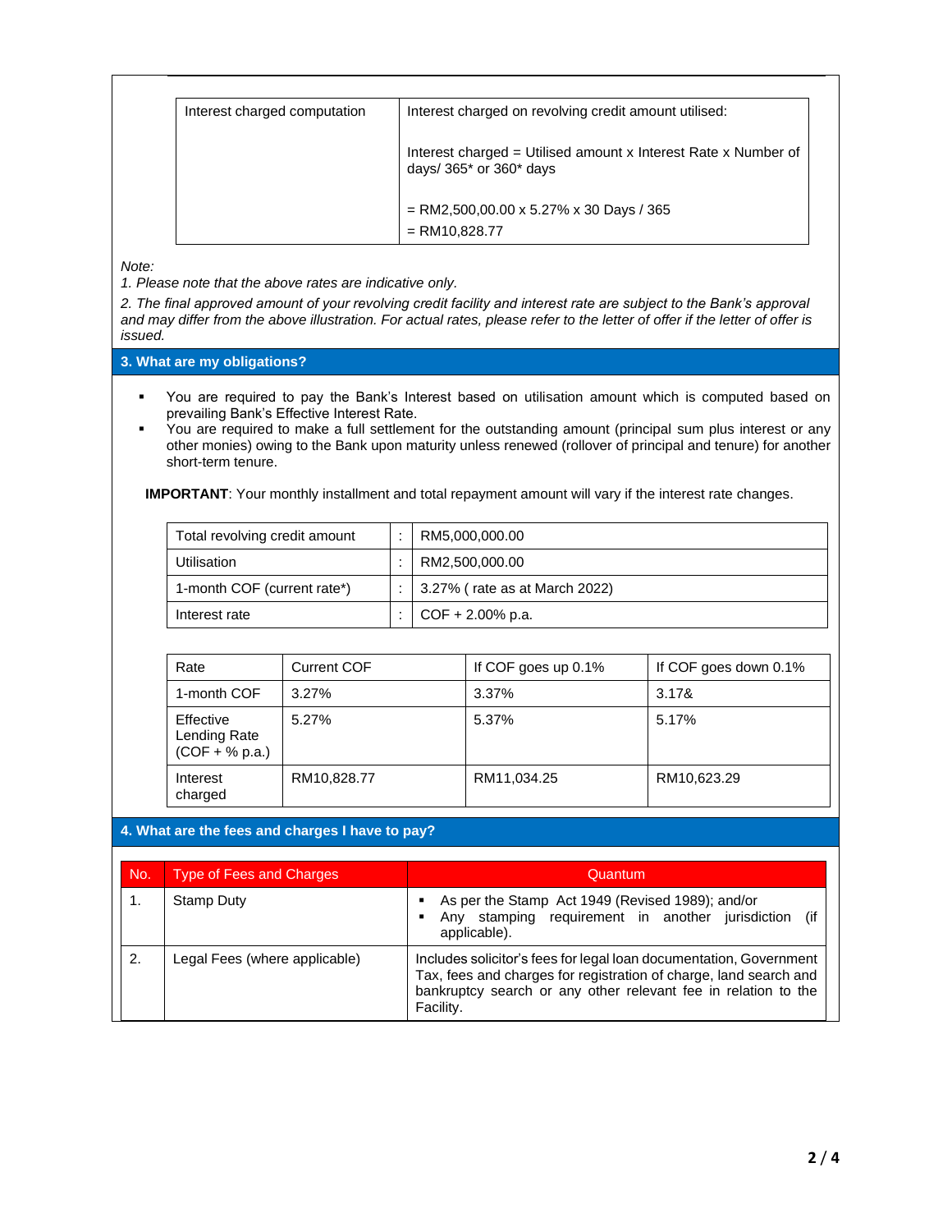| Interest charged computation | Interest charged on revolving credit amount utilised:<br><br>Interest charged = Utilised amount x Interest Rate x Number of days/ 365* or 360* days<br><br>= RM2,500,00.00 x 5.27% x 30 Days / 365<br>= RM10,828.77 |
|---|---|

*Note:*

*1. Please note that the above rates are indicative only.*

*2. The final approved amount of your revolving credit facility and interest rate are subject to the Bank's approval and may differ from the above illustration. For actual rates, please refer to the letter of offer if the letter of offer is issued.*

## 3. What are my obligations?

- You are required to pay the Bank's Interest based on utilisation amount which is computed based on prevailing Bank's Effective Interest Rate.
- You are required to make a full settlement for the outstanding amount (principal sum plus interest or any other monies) owing to the Bank upon maturity unless renewed (rollover of principal and tenure) for another short-term tenure.

**IMPORTANT**: Your monthly installment and total repayment amount will vary if the interest rate changes.

| | | |
|---|---|---|
| Total revolving credit amount | : | RM5,000,000.00 |
| Utilisation | : | RM2,500,000.00 |
| 1-month COF (current rate*) | : | 3.27% ( rate as at March 2022) |
| Interest rate | : | COF + 2.00% p.a. |

| Rate | Current COF | If COF goes up 0.1% | If COF goes down 0.1% |
|---|---|---|---|
| 1-month COF | 3.27% | 3.37% | 3.17& |
| Effective Lending Rate (COF + % p.a.) | 5.27% | 5.37% | 5.17% |
| Interest charged | RM10,828.77 | RM11,034.25 | RM10,623.29 |

## 4. What are the fees and charges I have to pay?

| No. | Type of Fees and Charges | Quantum |
|---|---|---|
| 1. | Stamp Duty | ▪ As per the Stamp Act 1949 (Revised 1989); and/or<br>▪ Any stamping requirement in another jurisdiction (if applicable). |
| 2. | Legal Fees (where applicable) | Includes solicitor's fees for legal loan documentation, Government Tax, fees and charges for registration of charge, land search and bankruptcy search or any other relevant fee in relation to the Facility. |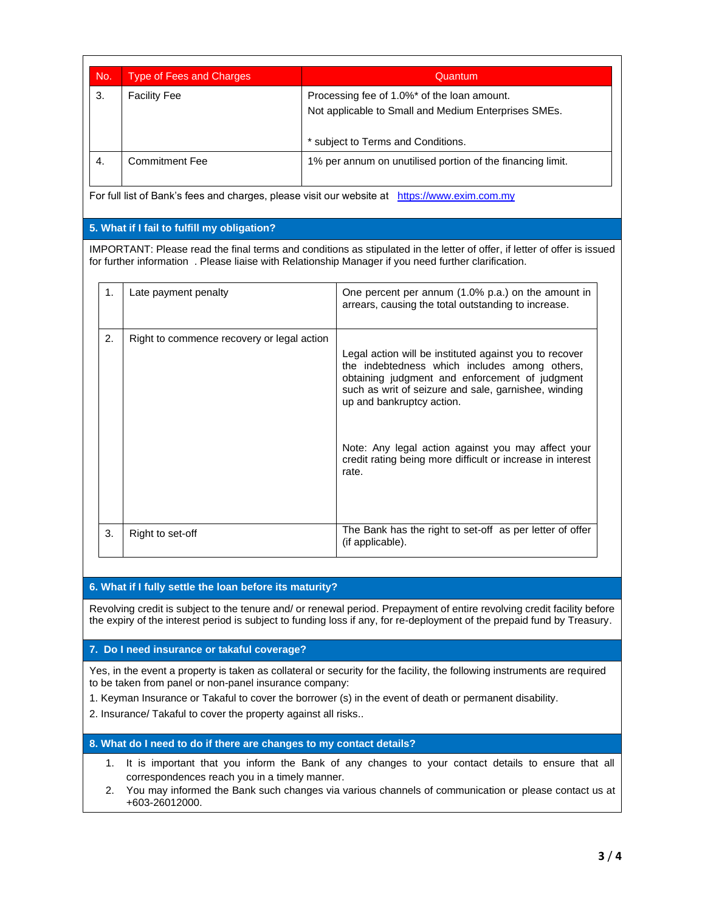| No. | Type of Fees and Charges | Quantum |
|---|---|---|
| 3. | Facility Fee | Processing fee of 1.0%* of the loan amount.<br>Not applicable to Small and Medium Enterprises SMEs.<br><br>* subject to Terms and Conditions. |
| 4. | Commitment Fee | 1% per annum on unutilised portion of the financing limit. |

For full list of Bank's fees and charges, please visit our website at https://www.exim.com.my

## 5. What if I fail to fulfill my obligation?

IMPORTANT: Please read the final terms and conditions as stipulated in the letter of offer, if letter of offer is issued for further information . Please liaise with Relationship Manager if you need further clarification.

| | | |
|---|---|---|
| 1. | Late payment penalty | One percent per annum (1.0% p.a.) on the amount in arrears, causing the total outstanding to increase. |
| 2. | Right to commence recovery or legal action | Legal action will be instituted against you to recover the indebtedness which includes among others, obtaining judgment and enforcement of judgment such as writ of seizure and sale, garnishee, winding up and bankruptcy action.<br><br>Note: Any legal action against you may affect your credit rating being more difficult or increase in interest rate. |
| 3. | Right to set-off | The Bank has the right to set-off as per letter of offer (if applicable). |

## 6. What if I fully settle the loan before its maturity?

Revolving credit is subject to the tenure and/ or renewal period. Prepayment of entire revolving credit facility before the expiry of the interest period is subject to funding loss if any, for re-deployment of the prepaid fund by Treasury.

## 7. Do I need insurance or takaful coverage?

Yes, in the event a property is taken as collateral or security for the facility, the following instruments are required to be taken from panel or non-panel insurance company:

1. Keyman Insurance or Takaful to cover the borrower (s) in the event of death or permanent disability.
2. Insurance/ Takaful to cover the property against all risks..

## 8. What do I need to do if there are changes to my contact details?

1. It is important that you inform the Bank of any changes to your contact details to ensure that all correspondences reach you in a timely manner.
2. You may informed the Bank such changes via various channels of communication or please contact us at +603-26012000.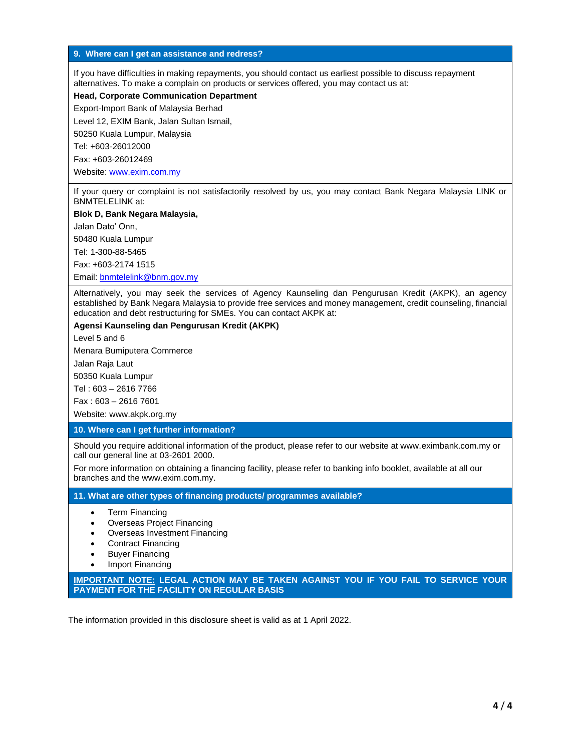## 9. Where can I get an assistance and redress?

If you have difficulties in making repayments, you should contact us earliest possible to discuss repayment alternatives. To make a complain on products or services offered, you may contact us at:

**Head, Corporate Communication Department**

Export-Import Bank of Malaysia Berhad

Level 12, EXIM Bank, Jalan Sultan Ismail,

50250 Kuala Lumpur, Malaysia

Tel: +603-26012000

Fax: +603-26012469

Website: www.exim.com.my

If your query or complaint is not satisfactorily resolved by us, you may contact Bank Negara Malaysia LINK or BNMTELELINK at:

**Blok D, Bank Negara Malaysia,**

Jalan Dato' Onn,

50480 Kuala Lumpur

Tel: 1-300-88-5465

Fax: +603-2174 1515

Email: bnmtelelink@bnm.gov.my

Alternatively, you may seek the services of Agency Kaunseling dan Pengurusan Kredit (AKPK), an agency established by Bank Negara Malaysia to provide free services and money management, credit counseling, financial education and debt restructuring for SMEs. You can contact AKPK at:

**Agensi Kaunseling dan Pengurusan Kredit (AKPK)**

Level 5 and 6

Menara Bumiputera Commerce

Jalan Raja Laut

50350 Kuala Lumpur

Tel : 603 – 2616 7766

Fax : 603 – 2616 7601

Website: www.akpk.org.my

## 10. Where can I get further information?

Should you require additional information of the product, please refer to our website at www.eximbank.com.my or call our general line at 03-2601 2000.

For more information on obtaining a financing facility, please refer to banking info booklet, available at all our branches and the www.exim.com.my.

## 11. What are other types of financing products/ programmes available?

- Term Financing
- Overseas Project Financing
- Overseas Investment Financing
- Contract Financing
- Buyer Financing
- Import Financing

**IMPORTANT NOTE: LEGAL ACTION MAY BE TAKEN AGAINST YOU IF YOU FAIL TO SERVICE YOUR PAYMENT FOR THE FACILITY ON REGULAR BASIS**

The information provided in this disclosure sheet is valid as at 1 April 2022.